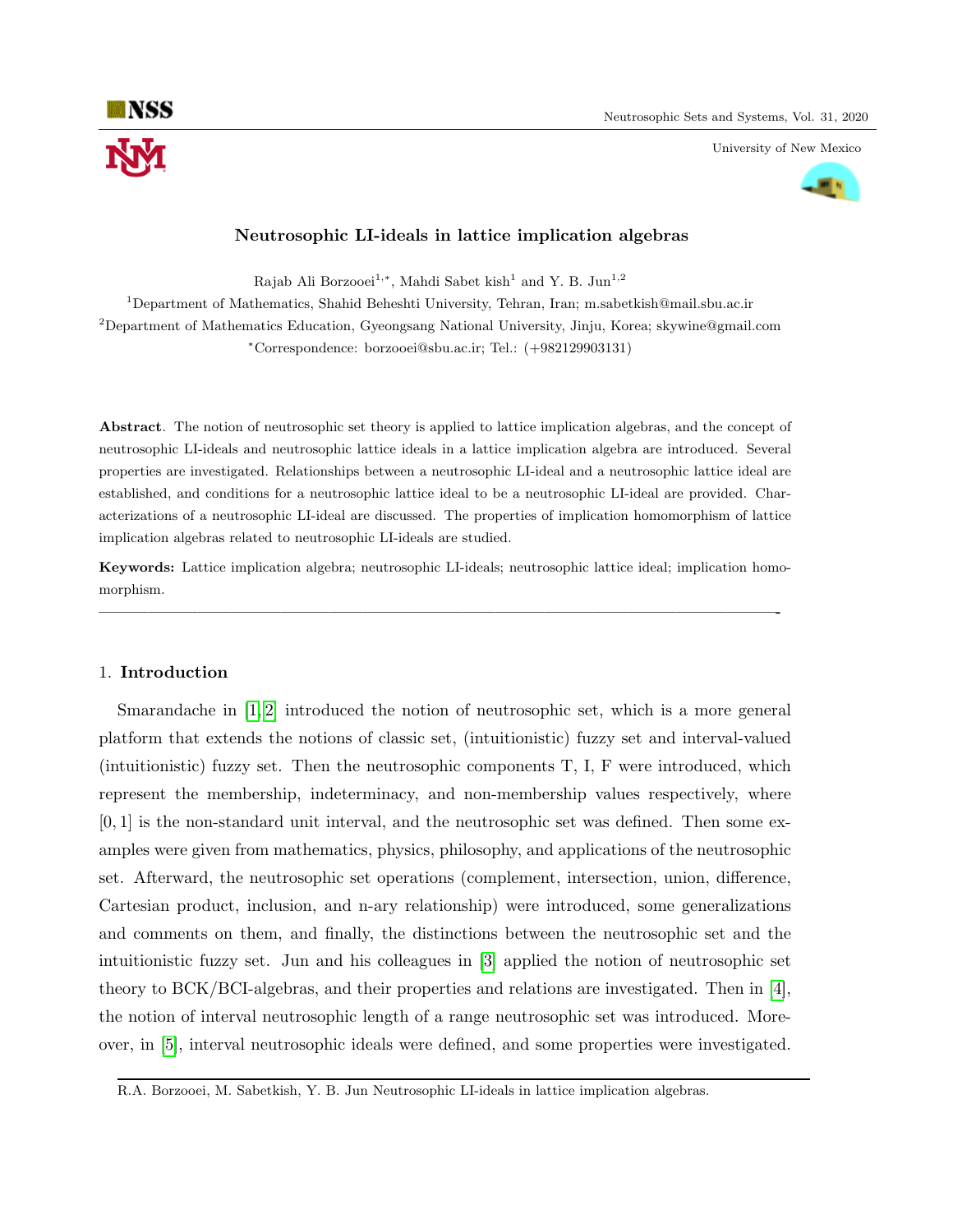# Neutrosophic LI-ideals in lattice implication algebras

Rajab Ali Borzooei[1,*], Mahdi Sabet kish[1] and Y. B. Jun[1,2]

[1]Department of Mathematics, Shahid Beheshti University, Tehran, Iran; m.sabetkish@mail.sbu.ac.ir

[2]Department of Mathematics Education, Gyeongsang National University, Jinju, Korea; skywine@gmail.com

[*]Correspondence: borzooei@sbu.ac.ir; Tel.: (+982129903131)

**Abstract**. The notion of neutrosophic set theory is applied to lattice implication algebras, and the concept of neutrosophic LI-ideals and neutrosophic lattice ideals in a lattice implication algebra are introduced. Several properties are investigated. Relationships between a neutrosophic LI-ideal and a neutrosophic lattice ideal are established, and conditions for a neutrosophic lattice ideal to be a neutrosophic LI-ideal are provided. Characterizations of a neutrosophic LI-ideal are discussed. The properties of implication homomorphism of lattice implication algebras related to neutrosophic LI-ideals are studied.

**Keywords:** Lattice implication algebra; neutrosophic LI-ideals; neutrosophic lattice ideal; implication homomorphism.

---

## 1. Introduction

Smarandache in [1,2] introduced the notion of neutrosophic set, which is a more general platform that extends the notions of classic set, (intuitionistic) fuzzy set and interval-valued (intuitionistic) fuzzy set. Then the neutrosophic components T, I, F were introduced, which represent the membership, indeterminacy, and non-membership values respectively, where $[0, 1]$ is the non-standard unit interval, and the neutrosophic set was defined. Then some examples were given from mathematics, physics, philosophy, and applications of the neutrosophic set. Afterward, the neutrosophic set operations (complement, intersection, union, difference, Cartesian product, inclusion, and n-ary relationship) were introduced, some generalizations and comments on them, and finally, the distinctions between the neutrosophic set and the intuitionistic fuzzy set. Jun and his colleagues in [3] applied the notion of neutrosophic set theory to BCK/BCI-algebras, and their properties and relations are investigated. Then in [4], the notion of interval neutrosophic length of a range neutrosophic set was introduced. Moreover, in [5], interval neutrosophic ideals were defined, and some properties were investigated.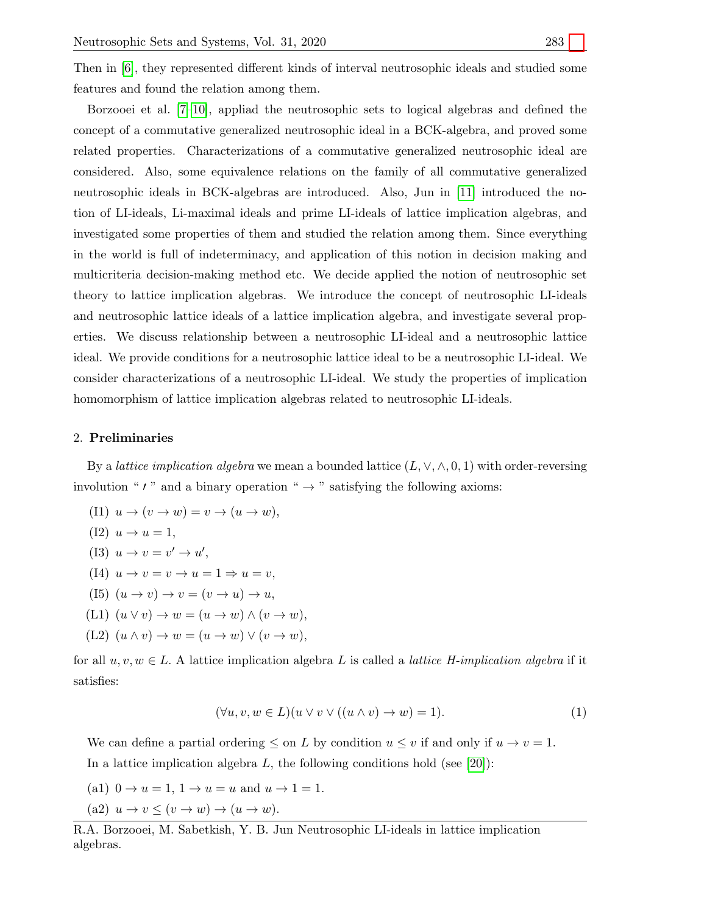Then in [6], they represented different kinds of interval neutrosophic ideals and studied some features and found the relation among them.

Borzooei et al. [7–10], appliad the neutrosophic sets to logical algebras and defined the concept of a commutative generalized neutrosophic ideal in a BCK-algebra, and proved some related properties. Characterizations of a commutative generalized neutrosophic ideal are considered. Also, some equivalence relations on the family of all commutative generalized neutrosophic ideals in BCK-algebras are introduced. Also, Jun in [11] introduced the notion of LI-ideals, Li-maximal ideals and prime LI-ideals of lattice implication algebras, and investigated some properties of them and studied the relation among them. Since everything in the world is full of indeterminacy, and application of this notion in decision making and multicriteria decision-making method etc. We decide applied the notion of neutrosophic set theory to lattice implication algebras. We introduce the concept of neutrosophic LI-ideals and neutrosophic lattice ideals of a lattice implication algebra, and investigate several properties. We discuss relationship between a neutrosophic LI-ideal and a neutrosophic lattice ideal. We provide conditions for a neutrosophic lattice ideal to be a neutrosophic LI-ideal. We consider characterizations of a neutrosophic LI-ideal. We study the properties of implication homomorphism of lattice implication algebras related to neutrosophic LI-ideals.

## 2. **Preliminaries**

By a *lattice implication algebra* we mean a bounded lattice $(L, \vee, \wedge, 0, 1)$ with order-reversing involution " $'$ " and a binary operation " $\rightarrow$ " satisfying the following axioms:

(I1) $u \rightarrow (v \rightarrow w) = v \rightarrow (u \rightarrow w)$,

(I2) $u \rightarrow u = 1$,

(I3) $u \rightarrow v = v' \rightarrow u'$,

(I4) $u \rightarrow v = v \rightarrow u = 1 \Rightarrow u = v$,

(I5) $(u \rightarrow v) \rightarrow v = (v \rightarrow u) \rightarrow u$,

(L1) $(u \vee v) \rightarrow w = (u \rightarrow w) \wedge (v \rightarrow w)$,

(L2) $(u \wedge v) \rightarrow w = (u \rightarrow w) \vee (v \rightarrow w)$,

for all $u, v, w \in L$. A lattice implication algebra $L$ is called a *lattice H-implication algebra* if it satisfies:

$$(\forall u, v, w \in L)(u \vee v \vee ((u \wedge v) \rightarrow w) = 1). \tag{1}$$

We can define a partial ordering $\leq$ on $L$ by condition $u \leq v$ if and only if $u \rightarrow v = 1$.

In a lattice implication algebra $L$, the following conditions hold (see [20]):

(a1) $0 \rightarrow u = 1$, $1 \rightarrow u = u$ and $u \rightarrow 1 = 1$.

(a2) $u \rightarrow v \leq (v \rightarrow w) \rightarrow (u \rightarrow w)$.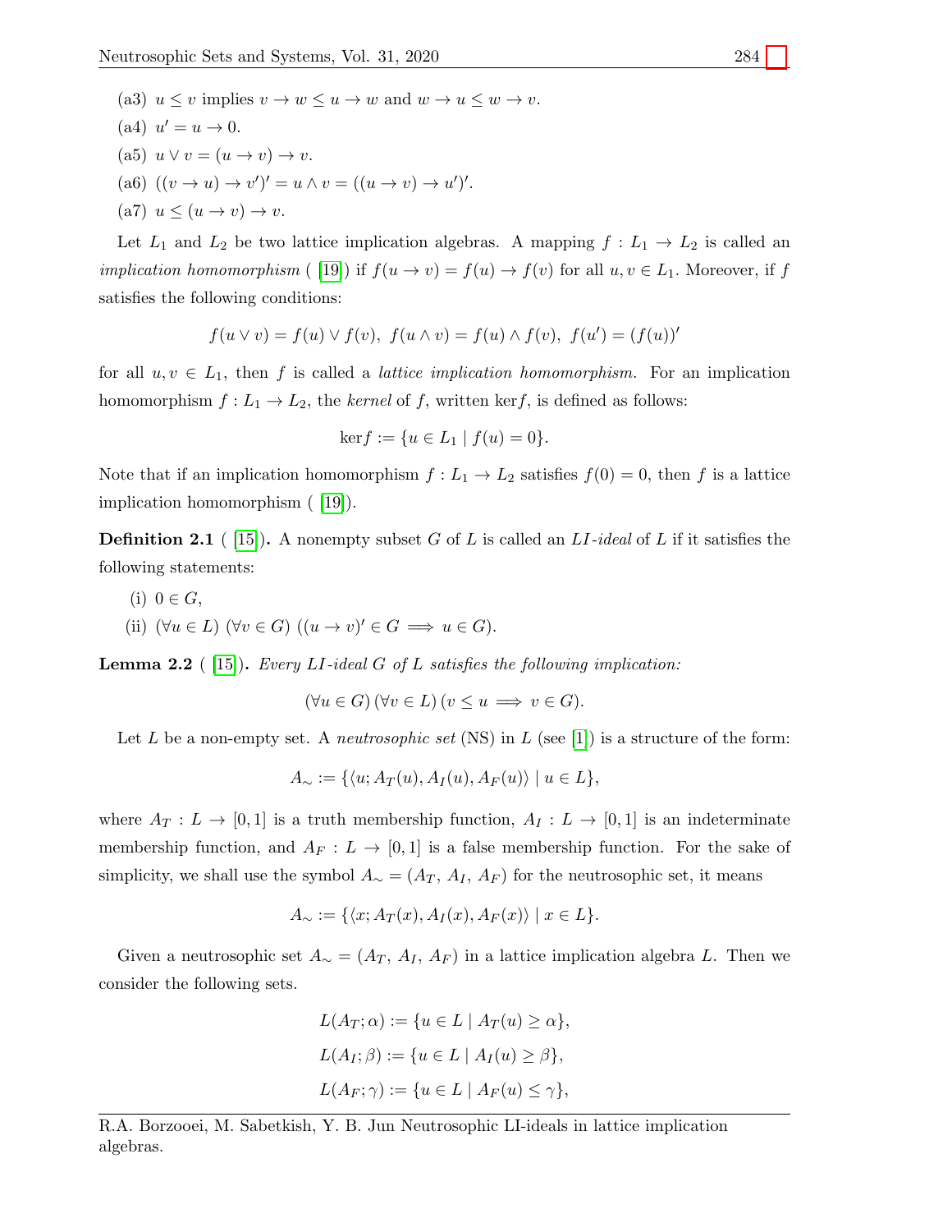(a3) $u \leq v$ implies $v \to w \leq u \to w$ and $w \to u \leq w \to v$.

(a4) $u' = u \to 0$.

(a5) $u \vee v = (u \to v) \to v$.

(a6) $((v \to u) \to v')' = u \wedge v = ((u \to v) \to u')'$.

(a7) $u \leq (u \to v) \to v$.

Let $L_1$ and $L_2$ be two lattice implication algebras. A mapping $f : L_1 \to L_2$ is called an *implication homomorphism* ( [19]) if $f(u \to v) = f(u) \to f(v)$ for all $u, v \in L_1$. Moreover, if $f$ satisfies the following conditions:

$$f(u \vee v) = f(u) \vee f(v),\ f(u \wedge v) = f(u) \wedge f(v),\ f(u') = (f(u))'$$

for all $u, v \in L_1$, then $f$ is called a *lattice implication homomorphism.* For an implication homomorphism $f : L_1 \to L_2$, the *kernel* of $f$, written ker$f$, is defined as follows:

$$\text{ker} f := \{u \in L_1 \mid f(u) = 0\}.$$

Note that if an implication homomorphism $f : L_1 \to L_2$ satisfies $f(0) = 0$, then $f$ is a lattice implication homomorphism ( [19]).

**Definition 2.1** ( [15]). A nonempty subset $G$ of $L$ is called an *LI-ideal* of $L$ if it satisfies the following statements:

(i) $0 \in G$,

(ii) $(\forall u \in L)\ (\forall v \in G)\ ((u \to v)' \in G \implies u \in G)$.

**Lemma 2.2** ( [15]). *Every LI-ideal $G$ of $L$ satisfies the following implication:*

$$(\forall u \in G)\,(\forall v \in L)\,(v \leq u \implies v \in G).$$

Let $L$ be a non-empty set. A *neutrosophic set* (NS) in $L$ (see [1]) is a structure of the form:

$$A_\sim := \{\langle u; A_T(u), A_I(u), A_F(u)\rangle \mid u \in L\},$$

where $A_T : L \to [0, 1]$ is a truth membership function, $A_I : L \to [0, 1]$ is an indeterminate membership function, and $A_F : L \to [0, 1]$ is a false membership function. For the sake of simplicity, we shall use the symbol $A_\sim = (A_T,\ A_I,\ A_F)$ for the neutrosophic set, it means

$$A_\sim := \{\langle x; A_T(x), A_I(x), A_F(x)\rangle \mid x \in L\}.$$

Given a neutrosophic set $A_\sim = (A_T,\ A_I,\ A_F)$ in a lattice implication algebra $L$. Then we consider the following sets.

$$L(A_T; \alpha) := \{u \in L \mid A_T(u) \geq \alpha\},$$

$$L(A_I; \beta) := \{u \in L \mid A_I(u) \geq \beta\},$$

$$L(A_F; \gamma) := \{u \in L \mid A_F(u) \leq \gamma\},$$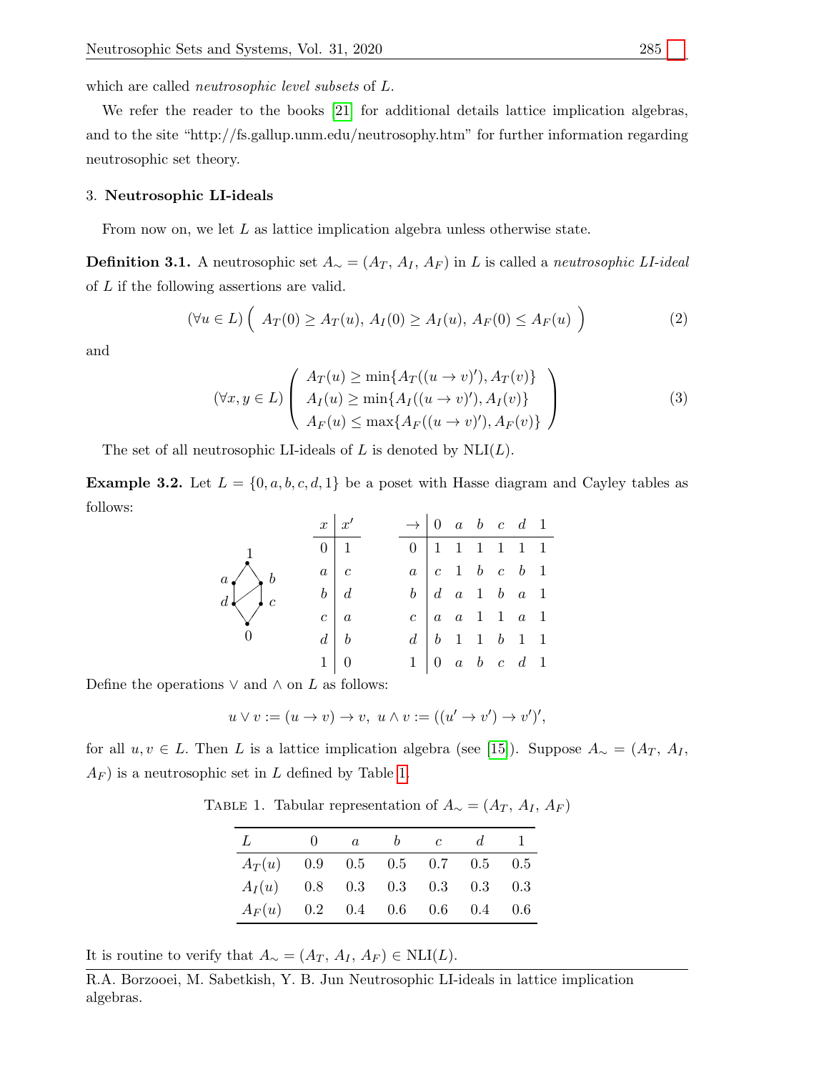which are called *neutrosophic level subsets* of $L$.

We refer the reader to the books [21] for additional details lattice implication algebras, and to the site "http://fs.gallup.unm.edu/neutrosophy.htm" for further information regarding neutrosophic set theory.

## 3. Neutrosophic LI-ideals

From now on, we let $L$ as lattice implication algebra unless otherwise state.

**Definition 3.1.** A neutrosophic set $A_\sim = (A_T, A_I, A_F)$ in $L$ is called a *neutrosophic LI-ideal* of $L$ if the following assertions are valid.

$$(\forall u \in L)\left( A_T(0) \geq A_T(u),\, A_I(0) \geq A_I(u),\, A_F(0) \leq A_F(u) \right) \tag{2}$$

and

$$(\forall x, y \in L)\left( \begin{array}{l} A_T(u) \geq \min\{A_T((u \to v)'), A_T(v)\} \\ A_I(u) \geq \min\{A_I((u \to v)'), A_I(v)\} \\ A_F(u) \leq \max\{A_F((u \to v)'), A_F(v)\} \end{array} \right) \tag{3}$$

The set of all neutrosophic LI-ideals of $L$ is denoted by NLI($L$).

**Example 3.2.** Let $L = \{0, a, b, c, d, 1\}$ be a poset with Hasse diagram and Cayley tables as follows:

| $x$ | $x'$ |
|---|---|
| 0 | 1 |
| $a$ | $c$ |
| $b$ | $d$ |
| $c$ | $a$ |
| $d$ | $b$ |
| 1 | 0 |

| $\to$ | 0 | $a$ | $b$ | $c$ | $d$ | 1 |
|---|---|---|---|---|---|---|
| 0 | 1 | 1 | 1 | 1 | 1 | 1 |
| $a$ | $c$ | 1 | $b$ | $c$ | $b$ | 1 |
| $b$ | $d$ | $a$ | 1 | $b$ | $a$ | 1 |
| $c$ | $a$ | $a$ | 1 | 1 | $a$ | 1 |
| $d$ | $b$ | 1 | 1 | $b$ | 1 | 1 |
| 1 | 0 | $a$ | $b$ | $c$ | $d$ | 1 |

Define the operations $\vee$ and $\wedge$ on $L$ as follows:

$$u \vee v := (u \to v) \to v,\; u \wedge v := ((u' \to v') \to v')',$$

for all $u, v \in L$. Then $L$ is a lattice implication algebra (see [15]). Suppose $A_\sim = (A_T, A_I, A_F)$ is a neutrosophic set in $L$ defined by Table 1.

Table 1. Tabular representation of $A_\sim = (A_T, A_I, A_F)$

| $L$ | 0 | $a$ | $b$ | $c$ | $d$ | 1 |
|---|---|---|---|---|---|---|
| $A_T(u)$ | 0.9 | 0.5 | 0.5 | 0.7 | 0.5 | 0.5 |
| $A_I(u)$ | 0.8 | 0.3 | 0.3 | 0.3 | 0.3 | 0.3 |
| $A_F(u)$ | 0.2 | 0.4 | 0.6 | 0.6 | 0.4 | 0.6 |

It is routine to verify that $A_\sim = (A_T, A_I, A_F) \in$ NLI($L$).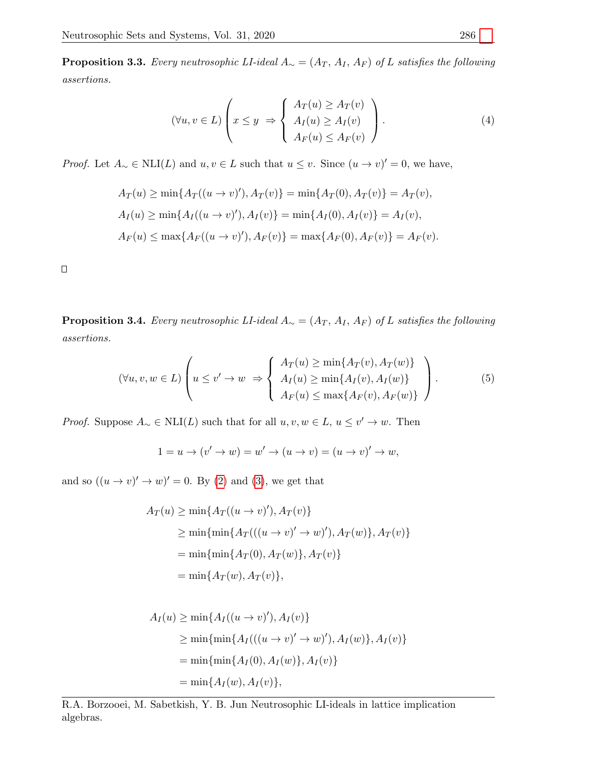**Proposition 3.3.** *Every neutrosophic LI-ideal $A_\sim = (A_T, A_I, A_F)$ of $L$ satisfies the following assertions.*

$$(\forall u, v \in L) \left( x \leq y \;\Rightarrow \left\{ \begin{array}{l} A_T(u) \geq A_T(v) \\ A_I(u) \geq A_I(v) \\ A_F(u) \leq A_F(v) \end{array} \right. \right). \tag{4}$$

*Proof.* Let $A_\sim \in \text{NLI}(L)$ and $u, v \in L$ such that $u \leq v$. Since $(u \to v)' = 0$, we have,

$$A_T(u) \geq \min\{A_T((u \to v)'), A_T(v)\} = \min\{A_T(0), A_T(v)\} = A_T(v),$$
$$A_I(u) \geq \min\{A_I((u \to v)'), A_I(v)\} = \min\{A_I(0), A_I(v)\} = A_I(v),$$
$$A_F(u) \leq \max\{A_F((u \to v)'), A_F(v)\} = \max\{A_F(0), A_F(v)\} = A_F(v).$$

□

**Proposition 3.4.** *Every neutrosophic LI-ideal $A_\sim = (A_T, A_I, A_F)$ of $L$ satisfies the following assertions.*

$$(\forall u, v, w \in L) \left( u \leq v' \to w \;\Rightarrow \left\{ \begin{array}{l} A_T(u) \geq \min\{A_T(v), A_T(w)\} \\ A_I(u) \geq \min\{A_I(v), A_I(w)\} \\ A_F(u) \leq \max\{A_F(v), A_F(w)\} \end{array} \right. \right). \tag{5}$$

*Proof.* Suppose $A_\sim \in \text{NLI}(L)$ such that for all $u, v, w \in L$, $u \leq v' \to w$. Then

$$1 = u \to (v' \to w) = w' \to (u \to v) = (u \to v)' \to w,$$

and so $((u \to v)' \to w)' = 0$. By (2) and (3), we get that

$$\begin{aligned} A_T(u) &\geq \min\{A_T((u \to v)'), A_T(v)\} \\ &\geq \min\{\min\{A_T(((u \to v)' \to w)'), A_T(w)\}, A_T(v)\} \\ &= \min\{\min\{A_T(0), A_T(w)\}, A_T(v)\} \\ &= \min\{A_T(w), A_T(v)\}, \end{aligned}$$

$$\begin{aligned} A_I(u) &\geq \min\{A_I((u \to v)'), A_I(v)\} \\ &\geq \min\{\min\{A_I(((u \to v)' \to w)'), A_I(w)\}, A_I(v)\} \\ &= \min\{\min\{A_I(0), A_I(w)\}, A_I(v)\} \\ &= \min\{A_I(w), A_I(v)\}, \end{aligned}$$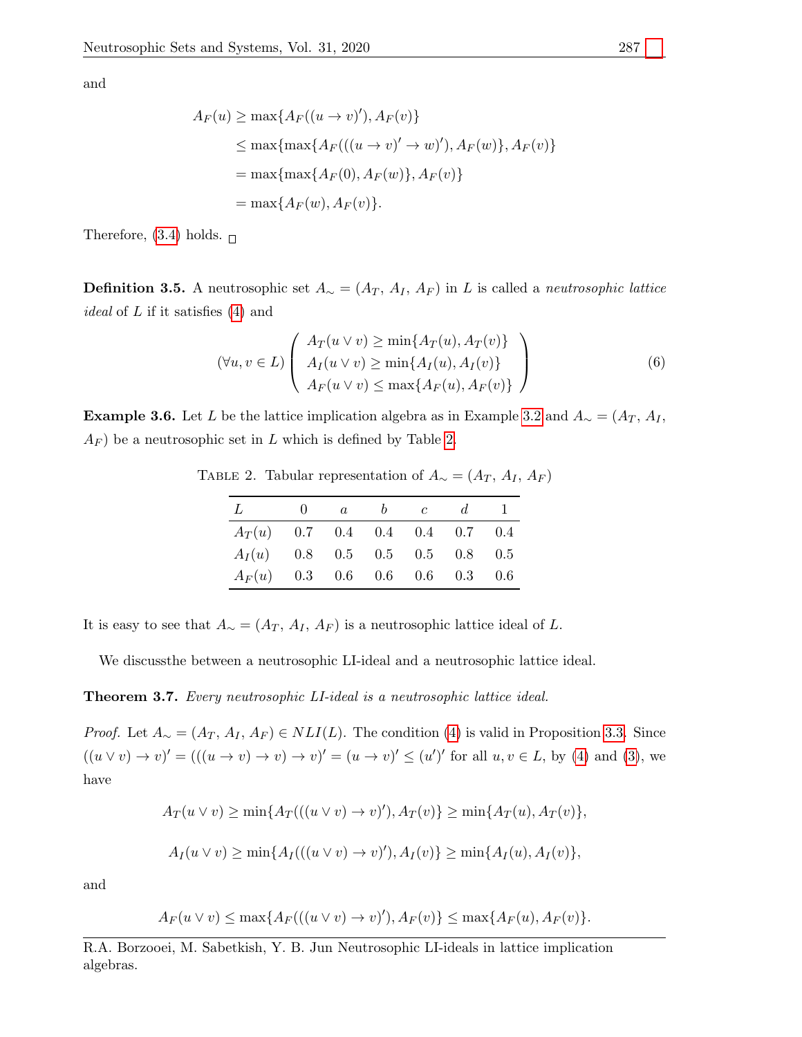and

$$
\begin{aligned}
A_F(u) &\geq \max\{A_F((u \to v)'), A_F(v)\} \\
&\leq \max\{\max\{A_F(((u \to v)' \to w)'), A_F(w)\}, A_F(v)\} \\
&= \max\{\max\{A_F(0), A_F(w)\}, A_F(v)\} \\
&= \max\{A_F(w), A_F(v)\}.
\end{aligned}
$$

Therefore, (3.4) holds. □

**Definition 3.5.** A neutrosophic set $A_\sim = (A_T, A_I, A_F)$ in $L$ is called a *neutrosophic lattice ideal* of $L$ if it satisfies (4) and

$$
(\forall u, v \in L) \left( \begin{array}{l} A_T(u \vee v) \geq \min\{A_T(u), A_T(v)\} \\ A_I(u \vee v) \geq \min\{A_I(u), A_I(v)\} \\ A_F(u \vee v) \leq \max\{A_F(u), A_F(v)\} \end{array} \right) \tag{6}
$$

**Example 3.6.** Let $L$ be the lattice implication algebra as in Example 3.2 and $A_\sim = (A_T, A_I, A_F)$ be a neutrosophic set in $L$ which is defined by Table 2.

Table 2. Tabular representation of $A_\sim = (A_T, A_I, A_F)$

| $L$ | $0$ | $a$ | $b$ | $c$ | $d$ | $1$ |
|---|---|---|---|---|---|---|
| $A_T(u)$ | 0.7 | 0.4 | 0.4 | 0.4 | 0.7 | 0.4 |
| $A_I(u)$ | 0.8 | 0.5 | 0.5 | 0.5 | 0.8 | 0.5 |
| $A_F(u)$ | 0.3 | 0.6 | 0.6 | 0.6 | 0.3 | 0.6 |

It is easy to see that $A_\sim = (A_T, A_I, A_F)$ is a neutrosophic lattice ideal of $L$.

We discussthe between a neutrosophic LI-ideal and a neutrosophic lattice ideal.

**Theorem 3.7.** *Every neutrosophic LI-ideal is a neutrosophic lattice ideal.*

*Proof.* Let $A_\sim = (A_T, A_I, A_F) \in NLI(L)$. The condition (4) is valid in Proposition 3.3. Since $((u \vee v) \to v)' = (((u \to v) \to v) \to v)' = (u \to v)' \leq (u')'$ for all $u, v \in L$, by (4) and (3), we have

$$
A_T(u \vee v) \geq \min\{A_T(((u \vee v) \to v)'), A_T(v)\} \geq \min\{A_T(u), A_T(v)\},
$$

$$
A_I(u \vee v) \geq \min\{A_I(((u \vee v) \to v)'), A_I(v)\} \geq \min\{A_I(u), A_I(v)\},
$$

and

$$
A_F(u \vee v) \leq \max\{A_F(((u \vee v) \to v)'), A_F(v)\} \leq \max\{A_F(u), A_F(v)\}.
$$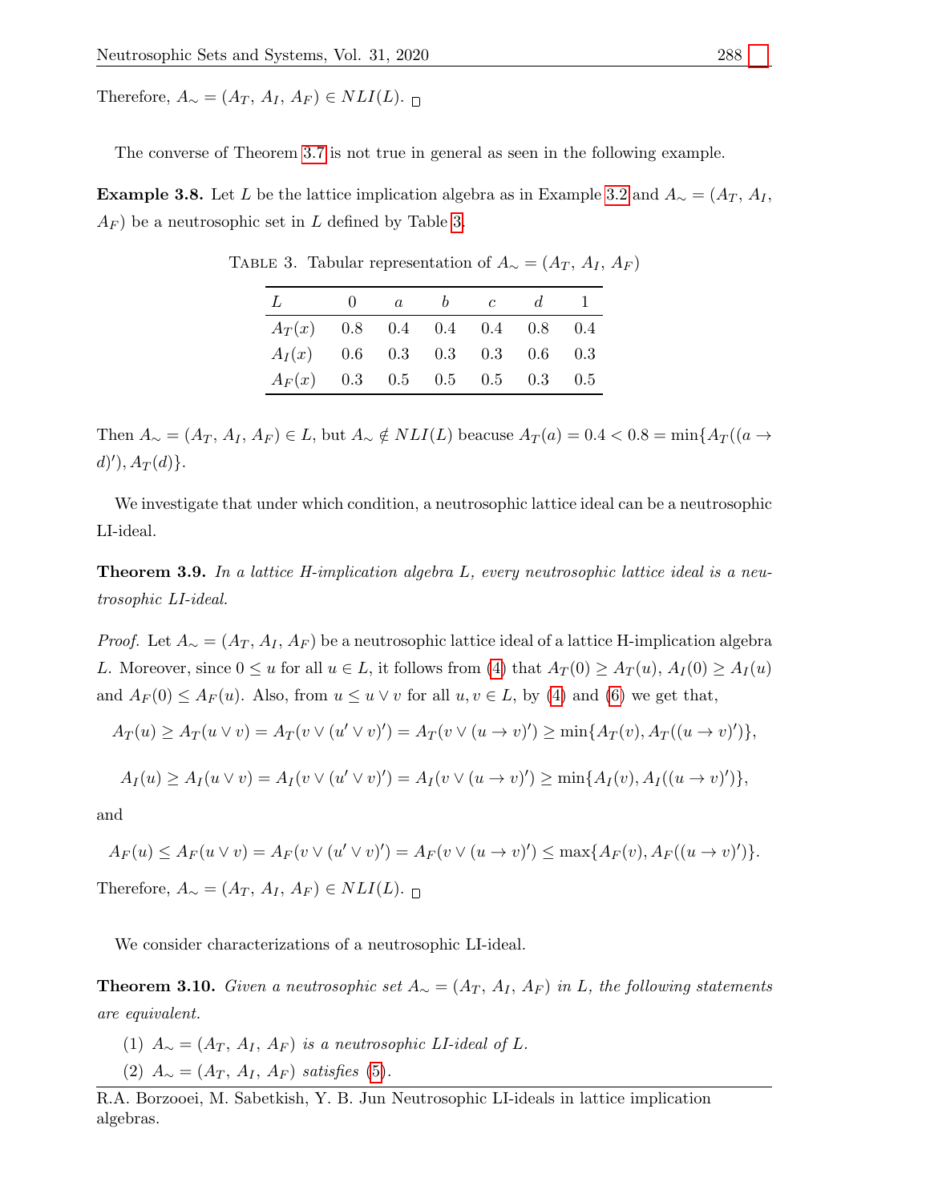Therefore, $A_\sim = (A_T, A_I, A_F) \in NLI(L)$. □

The converse of Theorem 3.7 is not true in general as seen in the following example.

**Example 3.8.** Let $L$ be the lattice implication algebra as in Example 3.2 and $A_\sim = (A_T, A_I, A_F)$ be a neutrosophic set in $L$ defined by Table 3.

TABLE 3. Tabular representation of $A_\sim = (A_T, A_I, A_F)$

| $L$ | 0 | $a$ | $b$ | $c$ | $d$ | 1 |
|---|---|---|---|---|---|---|
| $A_T(x)$ | 0.8 | 0.4 | 0.4 | 0.4 | 0.8 | 0.4 |
| $A_I(x)$ | 0.6 | 0.3 | 0.3 | 0.3 | 0.6 | 0.3 |
| $A_F(x)$ | 0.3 | 0.5 | 0.5 | 0.5 | 0.3 | 0.5 |

Then $A_\sim = (A_T, A_I, A_F) \in L$, but $A_\sim \notin NLI(L)$ beacuse $A_T(a) = 0.4 < 0.8 = \min\{A_T((a \to d)'), A_T(d)\}$.

We investigate that under which condition, a neutrosophic lattice ideal can be a neutrosophic LI-ideal.

**Theorem 3.9.** *In a lattice H-implication algebra $L$, every neutrosophic lattice ideal is a neutrosophic LI-ideal.*

*Proof.* Let $A_\sim = (A_T, A_I, A_F)$ be a neutrosophic lattice ideal of a lattice H-implication algebra $L$. Moreover, since $0 \le u$ for all $u \in L$, it follows from (4) that $A_T(0) \ge A_T(u)$, $A_I(0) \ge A_I(u)$ and $A_F(0) \le A_F(u)$. Also, from $u \le u \vee v$ for all $u, v \in L$, by (4) and (6) we get that,

$$A_T(u) \ge A_T(u \vee v) = A_T(v \vee (u' \vee v)') = A_T(v \vee (u \to v)') \ge \min\{A_T(v), A_T((u \to v)')\},$$

$$A_I(u) \ge A_I(u \vee v) = A_I(v \vee (u' \vee v)') = A_I(v \vee (u \to v)') \ge \min\{A_I(v), A_I((u \to v)')\},$$

and

$$A_F(u) \le A_F(u \vee v) = A_F(v \vee (u' \vee v)') = A_F(v \vee (u \to v)') \le \max\{A_F(v), A_F((u \to v)')\}.$$

Therefore, $A_\sim = (A_T, A_I, A_F) \in NLI(L)$. □

We consider characterizations of a neutrosophic LI-ideal.

**Theorem 3.10.** *Given a neutrosophic set $A_\sim = (A_T, A_I, A_F)$ in $L$, the following statements are equivalent.*

(1) *$A_\sim = (A_T, A_I, A_F)$ is a neutrosophic LI-ideal of $L$.*

(2) *$A_\sim = (A_T, A_I, A_F)$ satisfies (5).*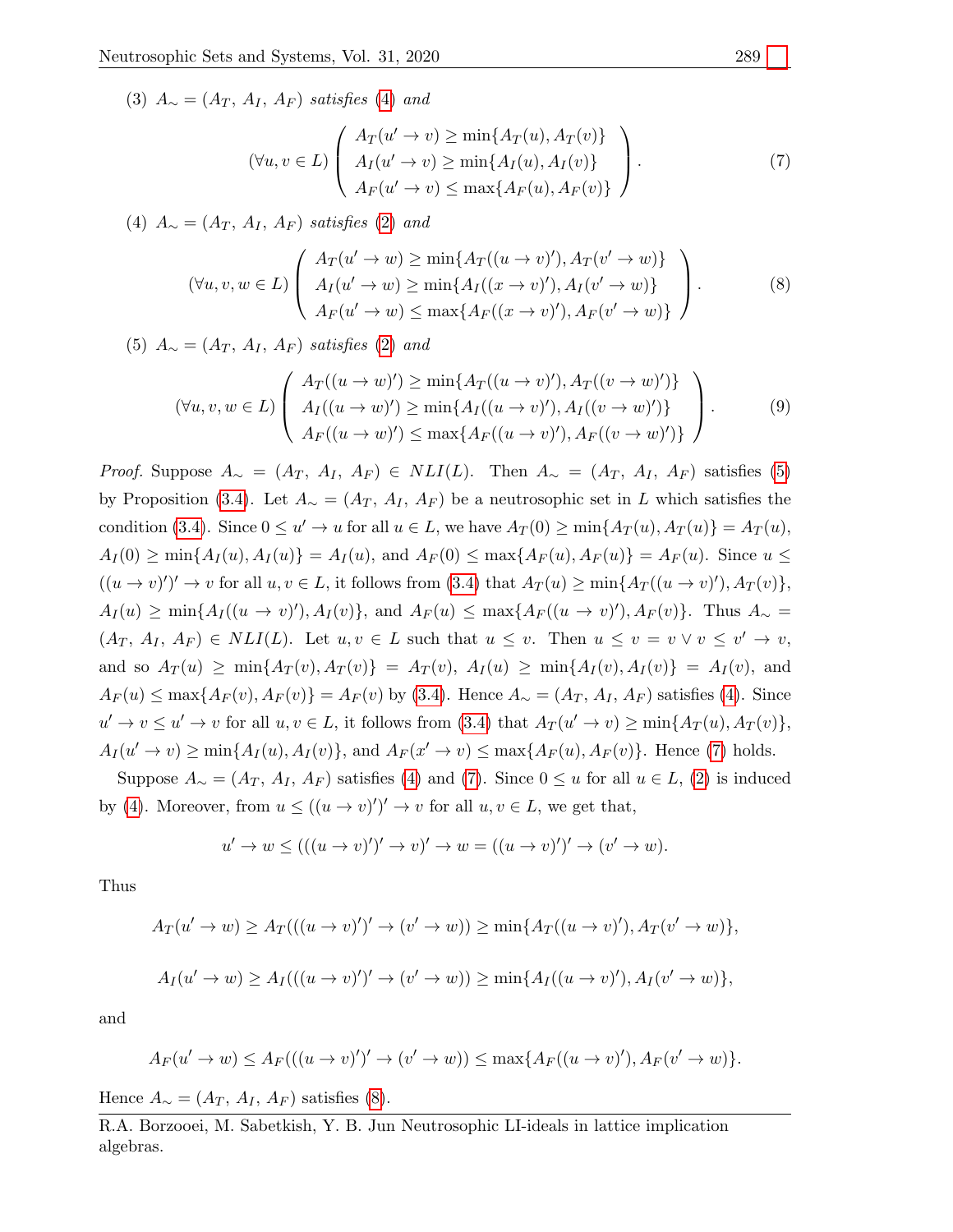(3) $A_\sim = (A_T,\, A_I,\, A_F)$ *satisfies* (4) *and*

$$(\forall u, v \in L) \left( \begin{array}{l} A_T(u' \to v) \geq \min\{A_T(u), A_T(v)\} \\ A_I(u' \to v) \geq \min\{A_I(u), A_I(v)\} \\ A_F(u' \to v) \leq \max\{A_F(u), A_F(v)\} \end{array} \right). \tag{7}$$

(4) $A_\sim = (A_T,\, A_I,\, A_F)$ *satisfies* (2) *and*

$$(\forall u, v, w \in L) \left( \begin{array}{l} A_T(u' \to w) \geq \min\{A_T((u \to v)'), A_T(v' \to w)\} \\ A_I(u' \to w) \geq \min\{A_I((x \to v)'), A_I(v' \to w)\} \\ A_F(u' \to w) \leq \max\{A_F((x \to v)'), A_F(v' \to w)\} \end{array} \right). \tag{8}$$

(5) $A_\sim = (A_T,\, A_I,\, A_F)$ *satisfies* (2) *and*

$$(\forall u, v, w \in L) \left( \begin{array}{l} A_T((u \to w)') \geq \min\{A_T((u \to v)'), A_T((v \to w)')\} \\ A_I((u \to w)') \geq \min\{A_I((u \to v)'), A_I((v \to w)')\} \\ A_F((u \to w)') \leq \max\{A_F((u \to v)'), A_F((v \to w)')\} \end{array} \right). \tag{9}$$

*Proof.* Suppose $A_\sim = (A_T,\, A_I,\, A_F) \in NLI(L)$. Then $A_\sim = (A_T,\, A_I,\, A_F)$ satisfies (5) by Proposition (3.4). Let $A_\sim = (A_T,\, A_I,\, A_F)$ be a neutrosophic set in $L$ which satisfies the condition (3.4). Since $0 \leq u' \to u$ for all $u \in L$, we have $A_T(0) \geq \min\{A_T(u), A_T(u)\} = A_T(u)$, $A_I(0) \geq \min\{A_I(u), A_I(u)\} = A_I(u)$, and $A_F(0) \leq \max\{A_F(u), A_F(u)\} = A_F(u)$. Since $u \leq ((u \to v)')' \to v$ for all $u, v \in L$, it follows from (3.4) that $A_T(u) \geq \min\{A_T((u \to v)'), A_T(v)\}$, $A_I(u) \geq \min\{A_I((u \to v)'), A_I(v)\}$, and $A_F(u) \leq \max\{A_F((u \to v)'), A_F(v)\}$. Thus $A_\sim = (A_T,\, A_I,\, A_F) \in NLI(L)$. Let $u, v \in L$ such that $u \leq v$. Then $u \leq v = v \vee v \leq v' \to v$, and so $A_T(u) \geq \min\{A_T(v), A_T(v)\} = A_T(v)$, $A_I(u) \geq \min\{A_I(v), A_I(v)\} = A_I(v)$, and $A_F(u) \leq \max\{A_F(v), A_F(v)\} = A_F(v)$ by (3.4). Hence $A_\sim = (A_T,\, A_I,\, A_F)$ satisfies (4). Since $u' \to v \leq u' \to v$ for all $u, v \in L$, it follows from (3.4) that $A_T(u' \to v) \geq \min\{A_T(u), A_T(v)\}$, $A_I(u' \to v) \geq \min\{A_I(u), A_I(v)\}$, and $A_F(x' \to v) \leq \max\{A_F(u), A_F(v)\}$. Hence (7) holds.

Suppose $A_\sim = (A_T,\, A_I,\, A_F)$ satisfies (4) and (7). Since $0 \leq u$ for all $u \in L$, (2) is induced by (4). Moreover, from $u \leq ((u \to v)')' \to v$ for all $u, v \in L$, we get that,

$$u' \to w \leq (((u \to v)')' \to v)' \to w = ((u \to v)')' \to (v' \to w).$$

Thus

$$A_T(u' \to w) \geq A_T(((u \to v)')' \to (v' \to w)) \geq \min\{A_T((u \to v)'), A_T(v' \to w)\},$$

$$A_I(u' \to w) \geq A_I(((u \to v)')' \to (v' \to w)) \geq \min\{A_I((u \to v)'), A_I(v' \to w)\},$$

and

$$A_F(u' \to w) \leq A_F(((u \to v)')' \to (v' \to w)) \leq \max\{A_F((u \to v)'), A_F(v' \to w)\}.$$

Hence $A_\sim = (A_T,\, A_I,\, A_F)$ satisfies (8).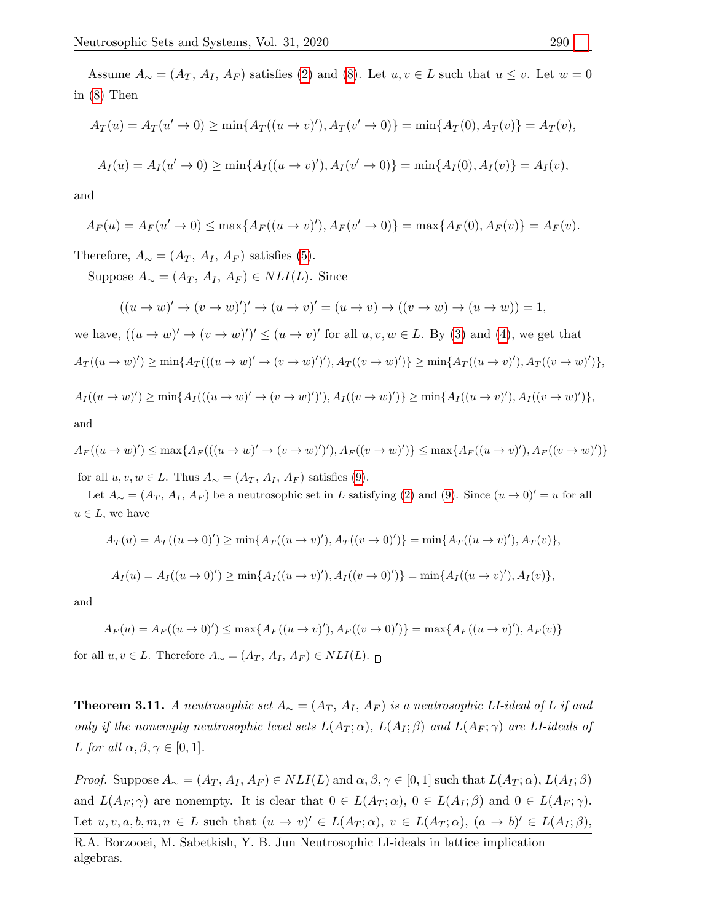Assume $A_\sim = (A_T, A_I, A_F)$ satisfies (2) and (8). Let $u, v \in L$ such that $u \leq v$. Let $w = 0$ in (8) Then

$$A_T(u) = A_T(u' \to 0) \geq \min\{A_T((u \to v)'), A_T(v' \to 0)\} = \min\{A_T(0), A_T(v)\} = A_T(v),$$

$$A_I(u) = A_I(u' \to 0) \geq \min\{A_I((u \to v)'), A_I(v' \to 0)\} = \min\{A_I(0), A_I(v)\} = A_I(v),$$

and

$$A_F(u) = A_F(u' \to 0) \leq \max\{A_F((u \to v)'), A_F(v' \to 0)\} = \max\{A_F(0), A_F(v)\} = A_F(v).$$

Therefore, $A_\sim = (A_T, A_I, A_F)$ satisfies (5).

Suppose $A_\sim = (A_T, A_I, A_F) \in NLI(L)$. Since

$$((u \to w)' \to (v \to w)')' \to (u \to v)' = (u \to v) \to ((v \to w) \to (u \to w)) = 1,$$

we have, $((u \to w)' \to (v \to w)')' \leq (u \to v)'$ for all $u, v, w \in L$. By (3) and (4), we get that

$$A_T((u \to w)') \geq \min\{A_T(((u \to w)' \to (v \to w)')'), A_T((v \to w)')\} \geq \min\{A_T((u \to v)'), A_T((v \to w)')\},$$

$$A_I((u \to w)') \geq \min\{A_I(((u \to w)' \to (v \to w)')'), A_I((v \to w)')\} \geq \min\{A_I((u \to v)'), A_I((v \to w)')\},$$

and

$$A_F((u \to w)') \leq \max\{A_F(((u \to w)' \to (v \to w)')'), A_F((v \to w)')\} \leq \max\{A_F((u \to v)'), A_F((v \to w)')\}$$

for all $u, v, w \in L$. Thus $A_\sim = (A_T, A_I, A_F)$ satisfies (9).

Let $A_\sim = (A_T, A_I, A_F)$ be a neutrosophic set in $L$ satisfying (2) and (9). Since $(u \to 0)' = u$ for all $u \in L$, we have

$$A_T(u) = A_T((u \to 0)') \geq \min\{A_T((u \to v)'), A_T((v \to 0)')\} = \min\{A_T((u \to v)'), A_T(v)\},$$

$$A_I(u) = A_I((u \to 0)') \geq \min\{A_I((u \to v)'), A_I((v \to 0)')\} = \min\{A_I((u \to v)'), A_I(v)\},$$

and

$$A_F(u) = A_F((u \to 0)') \leq \max\{A_F((u \to v)'), A_F((v \to 0)')\} = \max\{A_F((u \to v)'), A_F(v)\}$$

for all $u, v \in L$. Therefore $A_\sim = (A_T, A_I, A_F) \in NLI(L)$. □

**Theorem 3.11.** *A neutrosophic set $A_\sim = (A_T, A_I, A_F)$ is a neutrosophic LI-ideal of $L$ if and only if the nonempty neutrosophic level sets $L(A_T; \alpha)$, $L(A_I; \beta)$ and $L(A_F; \gamma)$ are LI-ideals of $L$ for all $\alpha, \beta, \gamma \in [0, 1]$.*

*Proof.* Suppose $A_\sim = (A_T, A_I, A_F) \in NLI(L)$ and $\alpha, \beta, \gamma \in [0, 1]$ such that $L(A_T; \alpha)$, $L(A_I; \beta)$ and $L(A_F; \gamma)$ are nonempty. It is clear that $0 \in L(A_T; \alpha)$, $0 \in L(A_I; \beta)$ and $0 \in L(A_F; \gamma)$. Let $u, v, a, b, m, n \in L$ such that $(u \to v)' \in L(A_T; \alpha)$, $v \in L(A_T; \alpha)$, $(a \to b)' \in L(A_I; \beta)$,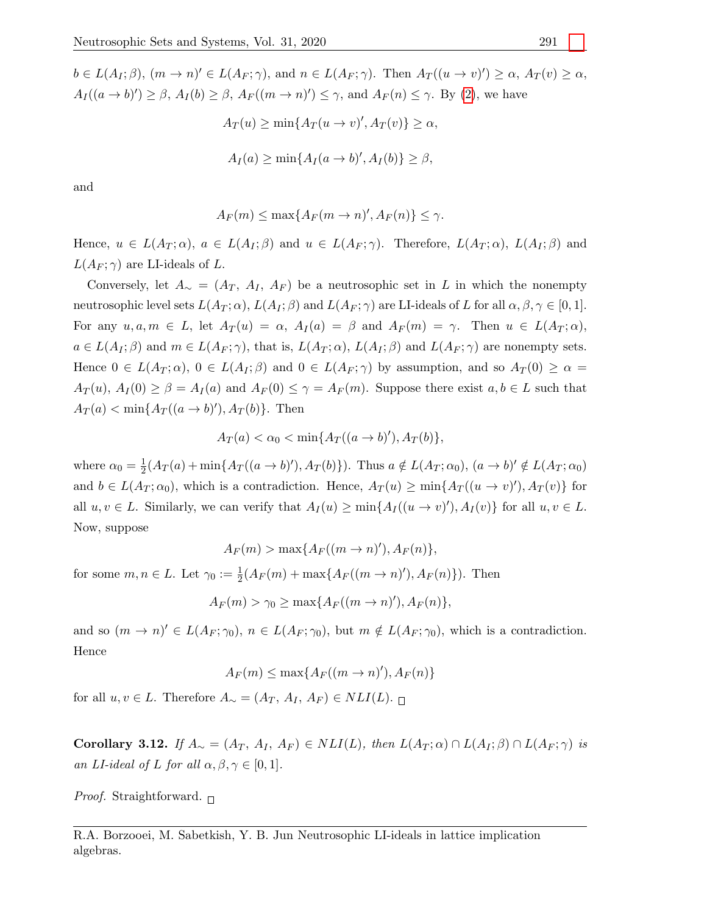$b \in L(A_I;\beta)$, $(m \to n)' \in L(A_F;\gamma)$, and $n \in L(A_F;\gamma)$. Then $A_T((u \to v)') \geq \alpha$, $A_T(v) \geq \alpha$, $A_I((a \to b)') \geq \beta$, $A_I(b) \geq \beta$, $A_F((m \to n)') \leq \gamma$, and $A_F(n) \leq \gamma$. By (2), we have

$$A_T(u) \geq \min\{A_T(u \to v)', A_T(v)\} \geq \alpha,$$

$$A_I(a) \geq \min\{A_I(a \to b)', A_I(b)\} \geq \beta,$$

and

$$A_F(m) \leq \max\{A_F(m \to n)', A_F(n)\} \leq \gamma.$$

Hence, $u \in L(A_T;\alpha)$, $a \in L(A_I;\beta)$ and $u \in L(A_F;\gamma)$. Therefore, $L(A_T;\alpha)$, $L(A_I;\beta)$ and $L(A_F;\gamma)$ are LI-ideals of $L$.

Conversely, let $A_\sim = (A_T,\, A_I,\, A_F)$ be a neutrosophic set in $L$ in which the nonempty neutrosophic level sets $L(A_T;\alpha)$, $L(A_I;\beta)$ and $L(A_F;\gamma)$ are LI-ideals of $L$ for all $\alpha,\beta,\gamma \in [0,1]$. For any $u,a,m \in L$, let $A_T(u) = \alpha$, $A_I(a) = \beta$ and $A_F(m) = \gamma$. Then $u \in L(A_T;\alpha)$, $a \in L(A_I;\beta)$ and $m \in L(A_F;\gamma)$, that is, $L(A_T;\alpha)$, $L(A_I;\beta)$ and $L(A_F;\gamma)$ are nonempty sets. Hence $0 \in L(A_T;\alpha)$, $0 \in L(A_I;\beta)$ and $0 \in L(A_F;\gamma)$ by assumption, and so $A_T(0) \geq \alpha = A_T(u)$, $A_I(0) \geq \beta = A_I(a)$ and $A_F(0) \leq \gamma = A_F(m)$. Suppose there exist $a, b \in L$ such that $A_T(a) < \min\{A_T((a \to b)'), A_T(b)\}$. Then

$$A_T(a) < \alpha_0 < \min\{A_T((a \to b)'), A_T(b)\},$$

where $\alpha_0 = \frac{1}{2}(A_T(a) + \min\{A_T((a \to b)'), A_T(b)\})$. Thus $a \notin L(A_T;\alpha_0)$, $(a \to b)' \notin L(A_T;\alpha_0)$ and $b \in L(A_T;\alpha_0)$, which is a contradiction. Hence, $A_T(u) \geq \min\{A_T((u \to v)'), A_T(v)\}$ for all $u,v \in L$. Similarly, we can verify that $A_I(u) \geq \min\{A_I((u \to v)'), A_I(v)\}$ for all $u,v \in L$. Now, suppose

$$A_F(m) > \max\{A_F((m \to n)'), A_F(n)\},$$

for some $m,n \in L$. Let $\gamma_0 := \frac{1}{2}(A_F(m) + \max\{A_F((m \to n)'), A_F(n)\})$. Then

$$A_F(m) > \gamma_0 \geq \max\{A_F((m \to n)'), A_F(n)\},$$

and so $(m \to n)' \in L(A_F;\gamma_0)$, $n \in L(A_F;\gamma_0)$, but $m \notin L(A_F;\gamma_0)$, which is a contradiction. Hence

$$A_F(m) \leq \max\{A_F((m \to n)'), A_F(n)\}$$

for all $u,v \in L$. Therefore $A_\sim = (A_T,\, A_I,\, A_F) \in NLI(L)$. □

**Corollary 3.12.** *If $A_\sim = (A_T,\, A_I,\, A_F) \in NLI(L)$, then $L(A_T;\alpha) \cap L(A_I;\beta) \cap L(A_F;\gamma)$ is an LI-ideal of $L$ for all $\alpha,\beta,\gamma \in [0,1]$.*

*Proof.* Straightforward. □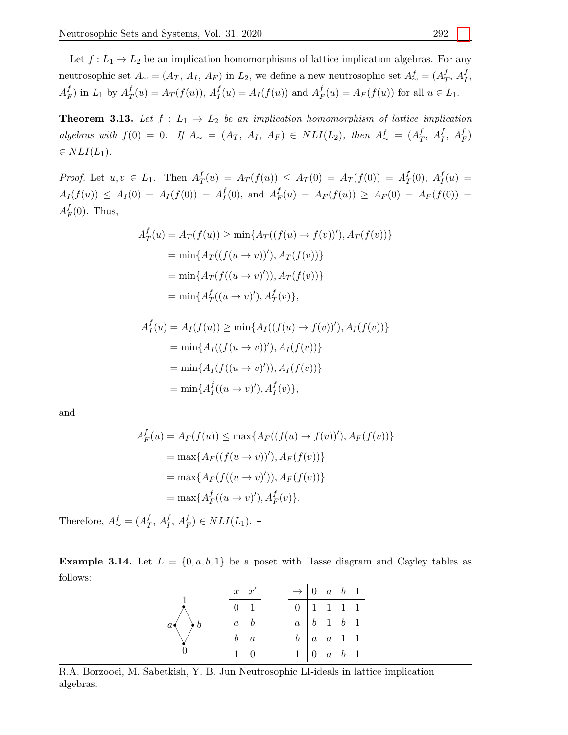Let $f : L_1 \to L_2$ be an implication homomorphisms of lattice implication algebras. For any neutrosophic set $A_\sim = (A_T, A_I, A_F)$ in $L_2$, we define a new neutrosophic set $A^f_\sim = (A^f_T, A^f_I, A^f_F)$ in $L_1$ by $A^f_T(u) = A_T(f(u))$, $A^f_I(u) = A_I(f(u))$ and $A^f_F(u) = A_F(f(u))$ for all $u \in L_1$.

**Theorem 3.13.** *Let $f : L_1 \to L_2$ be an implication homomorphism of lattice implication algebras with $f(0) = 0$. If $A_\sim = (A_T, A_I, A_F) \in NLI(L_2)$, then $A^f_\sim = (A^f_T, A^f_I, A^f_F) \in NLI(L_1)$.*

*Proof.* Let $u, v \in L_1$. Then $A^f_T(u) = A_T(f(u)) \leq A_T(0) = A_T(f(0)) = A^f_T(0)$, $A^f_I(u) = A_I(f(u)) \leq A_I(0) = A_I(f(0)) = A^f_I(0)$, and $A^f_F(u) = A_F(f(u)) \geq A_F(0) = A_F(f(0)) = A^f_F(0)$. Thus,

$$
\begin{aligned}
A^f_T(u) = A_T(f(u)) &\geq \min\{A_T((f(u) \to f(v))'), A_T(f(v))\} \\
&= \min\{A_T((f(u \to v))'), A_T(f(v))\} \\
&= \min\{A_T(f((u \to v)')), A_T(f(v))\} \\
&= \min\{A^f_T((u \to v)'), A^f_T(v)\},
\end{aligned}
$$

$$
\begin{aligned}
A^f_I(u) = A_I(f(u)) &\geq \min\{A_I((f(u) \to f(v))'), A_I(f(v))\} \\
&= \min\{A_I((f(u \to v))'), A_I(f(v))\} \\
&= \min\{A_I(f((u \to v)')), A_I(f(v))\} \\
&= \min\{A^f_I((u \to v)'), A^f_I(v)\},
\end{aligned}
$$

and

$$
\begin{aligned}
A^f_F(u) = A_F(f(u)) &\leq \max\{A_F((f(u) \to f(v))'), A_F(f(v))\} \\
&= \max\{A_F((f(u \to v))'), A_F(f(v))\} \\
&= \max\{A_F(f((u \to v)')), A_F(f(v))\} \\
&= \max\{A^f_F((u \to v)'), A^f_F(v)\}.
\end{aligned}
$$

Therefore, $A^f_\sim = (A^f_T, A^f_I, A^f_F) \in NLI(L_1)$. □

**Example 3.14.** Let $L = \{0, a, b, 1\}$ be a poset with Hasse diagram and Cayley tables as follows:

| $x$ | $x'$ |
|---|---|
| 0 | 1 |
| $a$ | $b$ |
| $b$ | $a$ |
| 1 | 0 |

| $\to$ | 0 | $a$ | $b$ | 1 |
|---|---|---|---|---|
| 0 | 1 | 1 | 1 | 1 |
| $a$ | $b$ | 1 | $b$ | 1 |
| $b$ | $a$ | $a$ | 1 | 1 |
| 1 | 0 | $a$ | $b$ | 1 |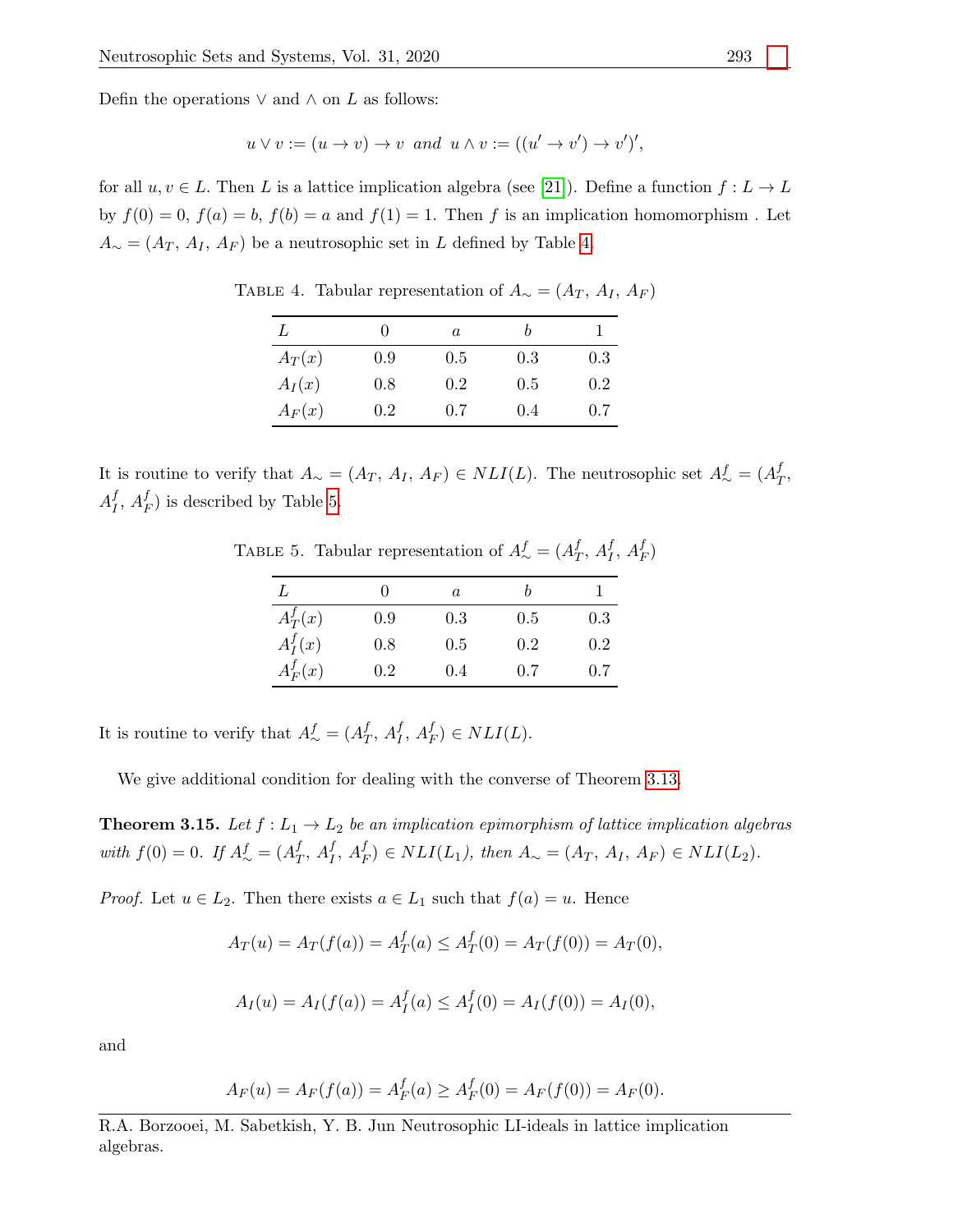Defin the operations $\vee$ and $\wedge$ on $L$ as follows:

$$u \vee v := (u \to v) \to v \;\; and \;\; u \wedge v := ((u' \to v') \to v')',$$

for all $u, v \in L$. Then $L$ is a lattice implication algebra (see [21]). Define a function $f : L \to L$ by $f(0) = 0$, $f(a) = b$, $f(b) = a$ and $f(1) = 1$. Then $f$ is an implication homomorphism . Let $A_\sim = (A_T,\, A_I,\, A_F)$ be a neutrosophic set in $L$ defined by Table 4.

Table 4. Tabular representation of $A_\sim = (A_T,\, A_I,\, A_F)$

| $L$ | 0 | $a$ | $b$ | 1 |
|---|---|---|---|---|
| $A_T(x)$ | 0.9 | 0.5 | 0.3 | 0.3 |
| $A_I(x)$ | 0.8 | 0.2 | 0.5 | 0.2 |
| $A_F(x)$ | 0.2 | 0.7 | 0.4 | 0.7 |

It is routine to verify that $A_\sim = (A_T,\, A_I,\, A_F) \in NLI(L)$. The neutrosophic set $A^f_\sim = (A^f_T,\, A^f_I,\, A^f_F)$ is described by Table 5.

Table 5. Tabular representation of $A^f_\sim = (A^f_T,\, A^f_I,\, A^f_F)$

| $L$ | 0 | $a$ | $b$ | 1 |
|---|---|---|---|---|
| $A^f_T(x)$ | 0.9 | 0.3 | 0.5 | 0.3 |
| $A^f_I(x)$ | 0.8 | 0.5 | 0.2 | 0.2 |
| $A^f_F(x)$ | 0.2 | 0.4 | 0.7 | 0.7 |

It is routine to verify that $A^f_\sim = (A^f_T,\, A^f_I,\, A^f_F) \in NLI(L)$.

We give additional condition for dealing with the converse of Theorem 3.13.

**Theorem 3.15.** *Let $f : L_1 \to L_2$ be an implication epimorphism of lattice implication algebras with $f(0) = 0$. If $A^f_\sim = (A^f_T,\, A^f_I,\, A^f_F) \in NLI(L_1)$, then $A_\sim = (A_T,\, A_I,\, A_F) \in NLI(L_2)$.*

*Proof.* Let $u \in L_2$. Then there exists $a \in L_1$ such that $f(a) = u$. Hence

$$A_T(u) = A_T(f(a)) = A^f_T(a) \leq A^f_T(0) = A_T(f(0)) = A_T(0),$$

$$A_I(u) = A_I(f(a)) = A^f_I(a) \leq A^f_I(0) = A_I(f(0)) = A_I(0),$$

and

$$A_F(u) = A_F(f(a)) = A^f_F(a) \geq A^f_F(0) = A_F(f(0)) = A_F(0).$$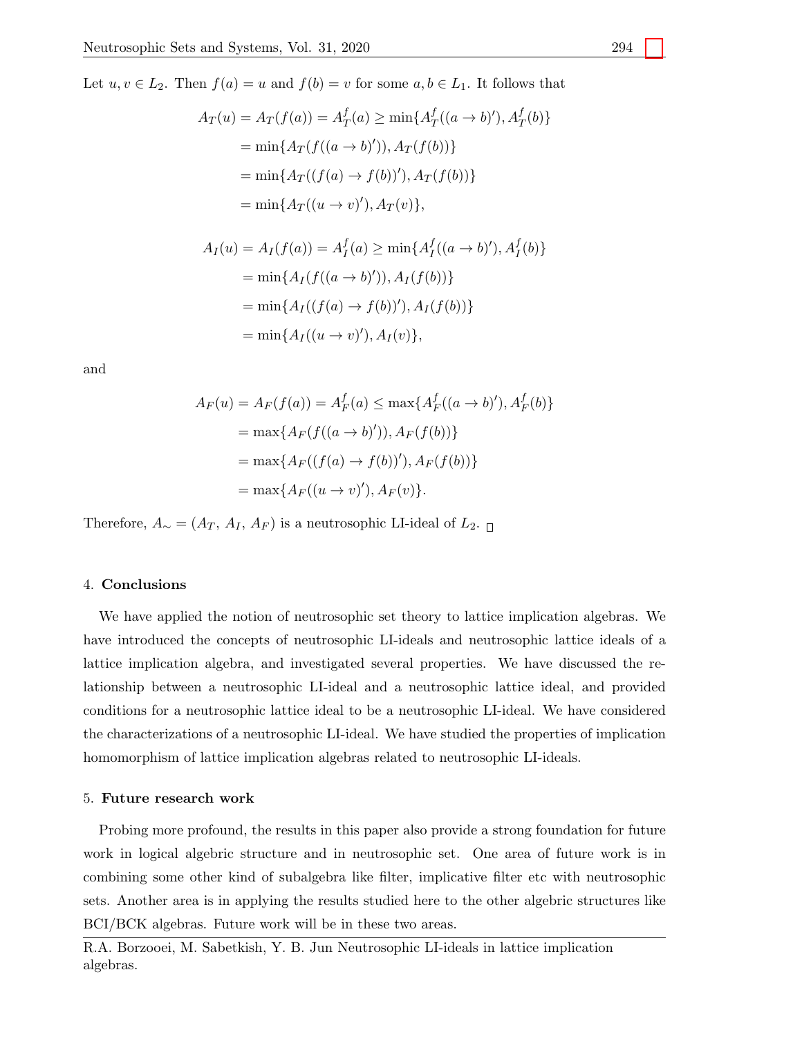Let $u, v \in L_2$. Then $f(a) = u$ and $f(b) = v$ for some $a, b \in L_1$. It follows that

$$
\begin{aligned}
A_T(u) = A_T(f(a)) = A_T^f(a) &\geq \min\{A_T^f((a \to b)'), A_T^f(b)\} \\
&= \min\{A_T(f((a \to b)')), A_T(f(b))\} \\
&= \min\{A_T((f(a) \to f(b))'), A_T(f(b))\} \\
&= \min\{A_T((u \to v)'), A_T(v)\},
\end{aligned}
$$

$$
\begin{aligned}
A_I(u) = A_I(f(a)) = A_I^f(a) &\geq \min\{A_I^f((a \to b)'), A_I^f(b)\} \\
&= \min\{A_I(f((a \to b)')), A_I(f(b))\} \\
&= \min\{A_I((f(a) \to f(b))'), A_I(f(b))\} \\
&= \min\{A_I((u \to v)'), A_I(v)\},
\end{aligned}
$$

and

$$
\begin{aligned}
A_F(u) = A_F(f(a)) = A_F^f(a) &\leq \max\{A_F^f((a \to b)'), A_F^f(b)\} \\
&= \max\{A_F(f((a \to b)')), A_F(f(b))\} \\
&= \max\{A_F((f(a) \to f(b))'), A_F(f(b))\} \\
&= \max\{A_F((u \to v)'), A_F(v)\}.
\end{aligned}
$$

Therefore, $A_\sim = (A_T, A_I, A_F)$ is a neutrosophic LI-ideal of $L_2$. □

## 4. Conclusions

We have applied the notion of neutrosophic set theory to lattice implication algebras. We have introduced the concepts of neutrosophic LI-ideals and neutrosophic lattice ideals of a lattice implication algebra, and investigated several properties. We have discussed the relationship between a neutrosophic LI-ideal and a neutrosophic lattice ideal, and provided conditions for a neutrosophic lattice ideal to be a neutrosophic LI-ideal. We have considered the characterizations of a neutrosophic LI-ideal. We have studied the properties of implication homomorphism of lattice implication algebras related to neutrosophic LI-ideals.

## 5. Future research work

Probing more profound, the results in this paper also provide a strong foundation for future work in logical algebric structure and in neutrosophic set. One area of future work is in combining some other kind of subalgebra like filter, implicative filter etc with neutrosophic sets. Another area is in applying the results studied here to the other algebric structures like BCI/BCK algebras. Future work will be in these two areas.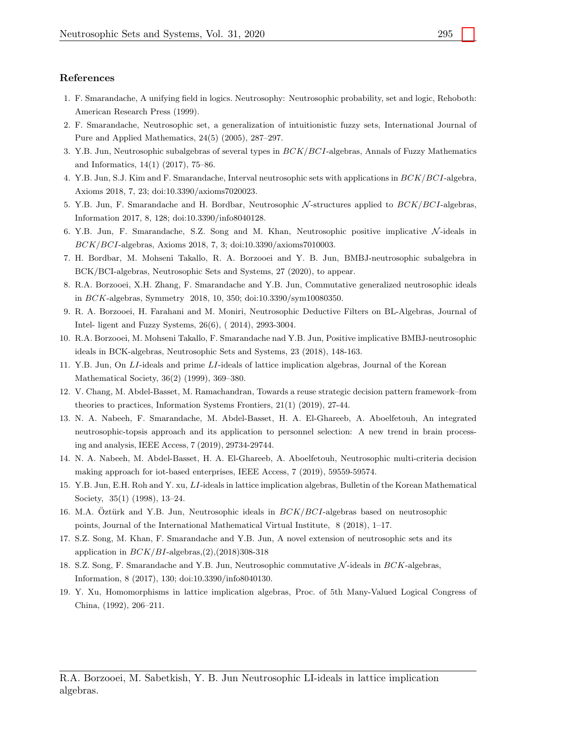## References

1. F. Smarandache, A unifying field in logics. Neutrosophy: Neutrosophic probability, set and logic, Rehoboth: American Research Press (1999).
2. F. Smarandache, Neutrosophic set, a generalization of intuitionistic fuzzy sets, International Journal of Pure and Applied Mathematics, 24(5) (2005), 287–297.
3. Y.B. Jun, Neutrosophic subalgebras of several types in $BCK/BCI$-algebras, Annals of Fuzzy Mathematics and Informatics, 14(1) (2017), 75–86.
4. Y.B. Jun, S.J. Kim and F. Smarandache, Interval neutrosophic sets with applications in $BCK/BCI$-algebra, Axioms 2018, 7, 23; doi:10.3390/axioms7020023.
5. Y.B. Jun, F. Smarandache and H. Bordbar, Neutrosophic $\mathcal{N}$-structures applied to $BCK/BCI$-algebras, Information 2017, 8, 128; doi:10.3390/info8040128.
6. Y.B. Jun, F. Smarandache, S.Z. Song and M. Khan, Neutrosophic positive implicative $\mathcal{N}$-ideals in $BCK/BCI$-algebras, Axioms 2018, 7, 3; doi:10.3390/axioms7010003.
7. H. Bordbar, M. Mohseni Takallo, R. A. Borzooei and Y. B. Jun, BMBJ-neutrosophic subalgebra in BCK/BCI-algebras, Neutrosophic Sets and Systems, 27 (2020), to appear.
8. R.A. Borzooei, X.H. Zhang, F. Smarandache and Y.B. Jun, Commutative generalized neutrosophic ideals in $BCK$-algebras, Symmetry 2018, 10, 350; doi:10.3390/sym10080350.
9. R. A. Borzooei, H. Farahani and M. Moniri, Neutrosophic Deductive Filters on BL-Algebras, Journal of Intel- ligent and Fuzzy Systems, 26(6), ( 2014), 2993-3004.
10. R.A. Borzooei, M. Mohseni Takallo, F. Smarandache nad Y.B. Jun, Positive implicative BMBJ-neutrosophic ideals in BCK-algebras, Neutrosophic Sets and Systems, 23 (2018), 148-163.
11. Y.B. Jun, On $LI$-ideals and prime $LI$-ideals of lattice implication algebras, Journal of the Korean Mathematical Society, 36(2) (1999), 369–380.
12. V. Chang, M. Abdel-Basset, M. Ramachandran, Towards a reuse strategic decision pattern framework–from theories to practices, Information Systems Frontiers, 21(1) (2019), 27-44.
13. N. A. Nabeeh, F. Smarandache, M. Abdel-Basset, H. A. El-Ghareeb, A. Aboelfetouh, An integrated neutrosophic-topsis approach and its application to personnel selection: A new trend in brain processing and analysis, IEEE Access, 7 (2019), 29734-29744.
14. N. A. Nabeeh, M. Abdel-Basset, H. A. El-Ghareeb, A. Aboelfetouh, Neutrosophic multi-criteria decision making approach for iot-based enterprises, IEEE Access, 7 (2019), 59559-59574.
15. Y.B. Jun, E.H. Roh and Y. xu, $LI$-ideals in lattice implication algebras, Bulletin of the Korean Mathematical Society, 35(1) (1998), 13–24.
16. M.A. Öztürk and Y.B. Jun, Neutrosophic ideals in $BCK/BCI$-algebras based on neutrosophic points, Journal of the International Mathematical Virtual Institute, 8 (2018), 1–17.
17. S.Z. Song, M. Khan, F. Smarandache and Y.B. Jun, A novel extension of neutrosophic sets and its application in $BCK/BI$-algebras,(2),(2018)308-318
18. S.Z. Song, F. Smarandache and Y.B. Jun, Neutrosophic commutative $\mathcal{N}$-ideals in $BCK$-algebras, Information, 8 (2017), 130; doi:10.3390/info8040130.
19. Y. Xu, Homomorphisms in lattice implication algebras, Proc. of 5th Many-Valued Logical Congress of China, (1992), 206–211.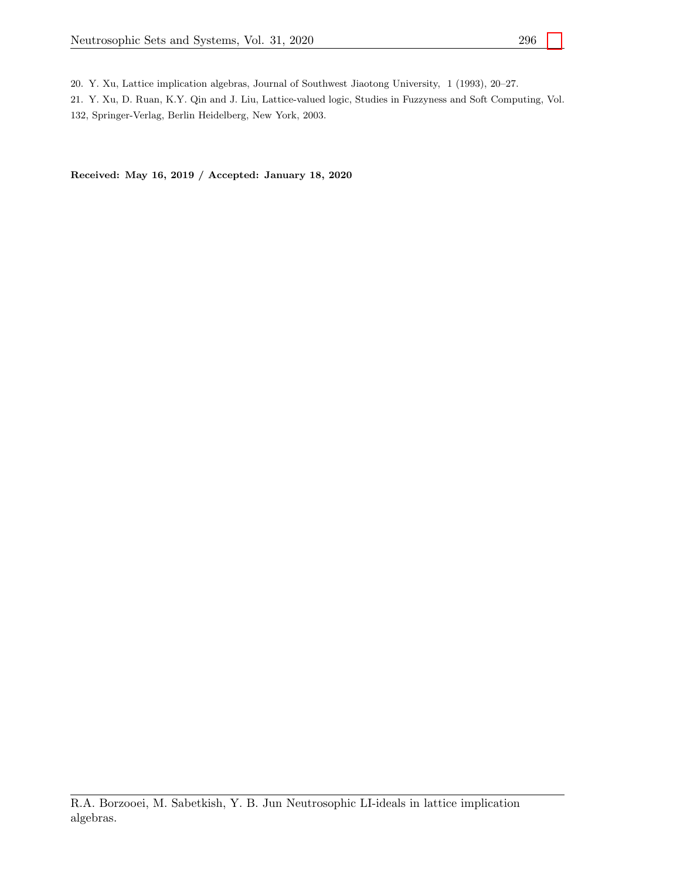20. Y. Xu, Lattice implication algebras, Journal of Southwest Jiaotong University, 1 (1993), 20–27.

21. Y. Xu, D. Ruan, K.Y. Qin and J. Liu, Lattice-valued logic, Studies in Fuzzyness and Soft Computing, Vol. 132, Springer-Verlag, Berlin Heidelberg, New York, 2003.

**Received: May 16, 2019 / Accepted: January 18, 2020**